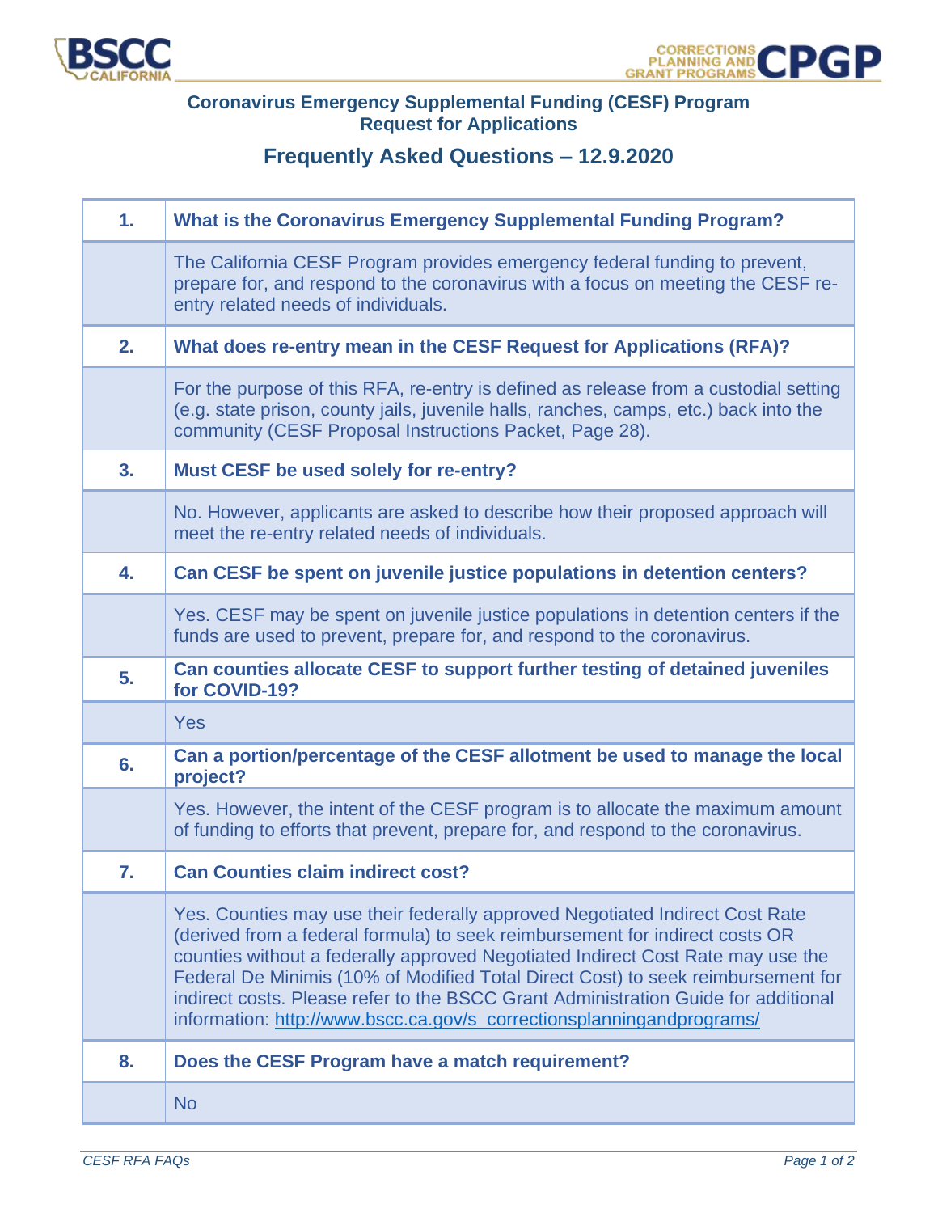**Coronavirus Emergency Supplemental Funding (CESF) Program**
**Request for Applications**

## Frequently Asked Questions – 12.9.2020

| | |
|---|---|
| **1.** | **What is the Coronavirus Emergency Supplemental Funding Program?** |
| | The California CESF Program provides emergency federal funding to prevent, prepare for, and respond to the coronavirus with a focus on meeting the CESF re-entry related needs of individuals. |
| **2.** | **What does re-entry mean in the CESF Request for Applications (RFA)?** |
| | For the purpose of this RFA, re-entry is defined as release from a custodial setting (e.g. state prison, county jails, juvenile halls, ranches, camps, etc.) back into the community (CESF Proposal Instructions Packet, Page 28). |
| **3.** | **Must CESF be used solely for re-entry?** |
| | No. However, applicants are asked to describe how their proposed approach will meet the re-entry related needs of individuals. |
| **4.** | **Can CESF be spent on juvenile justice populations in detention centers?** |
| | Yes. CESF may be spent on juvenile justice populations in detention centers if the funds are used to prevent, prepare for, and respond to the coronavirus. |
| **5.** | **Can counties allocate CESF to support further testing of detained juveniles for COVID-19?** |
| | Yes |
| **6.** | **Can a portion/percentage of the CESF allotment be used to manage the local project?** |
| | Yes. However, the intent of the CESF program is to allocate the maximum amount of funding to efforts that prevent, prepare for, and respond to the coronavirus. |
| **7.** | **Can Counties claim indirect cost?** |
| | Yes. Counties may use their federally approved Negotiated Indirect Cost Rate (derived from a federal formula) to seek reimbursement for indirect costs OR counties without a federally approved Negotiated Indirect Cost Rate may use the Federal De Minimis (10% of Modified Total Direct Cost) to seek reimbursement for indirect costs. Please refer to the BSCC Grant Administration Guide for additional information: http://www.bscc.ca.gov/s_correctionsplanningandprograms/ |
| **8.** | **Does the CESF Program have a match requirement?** |
| | No |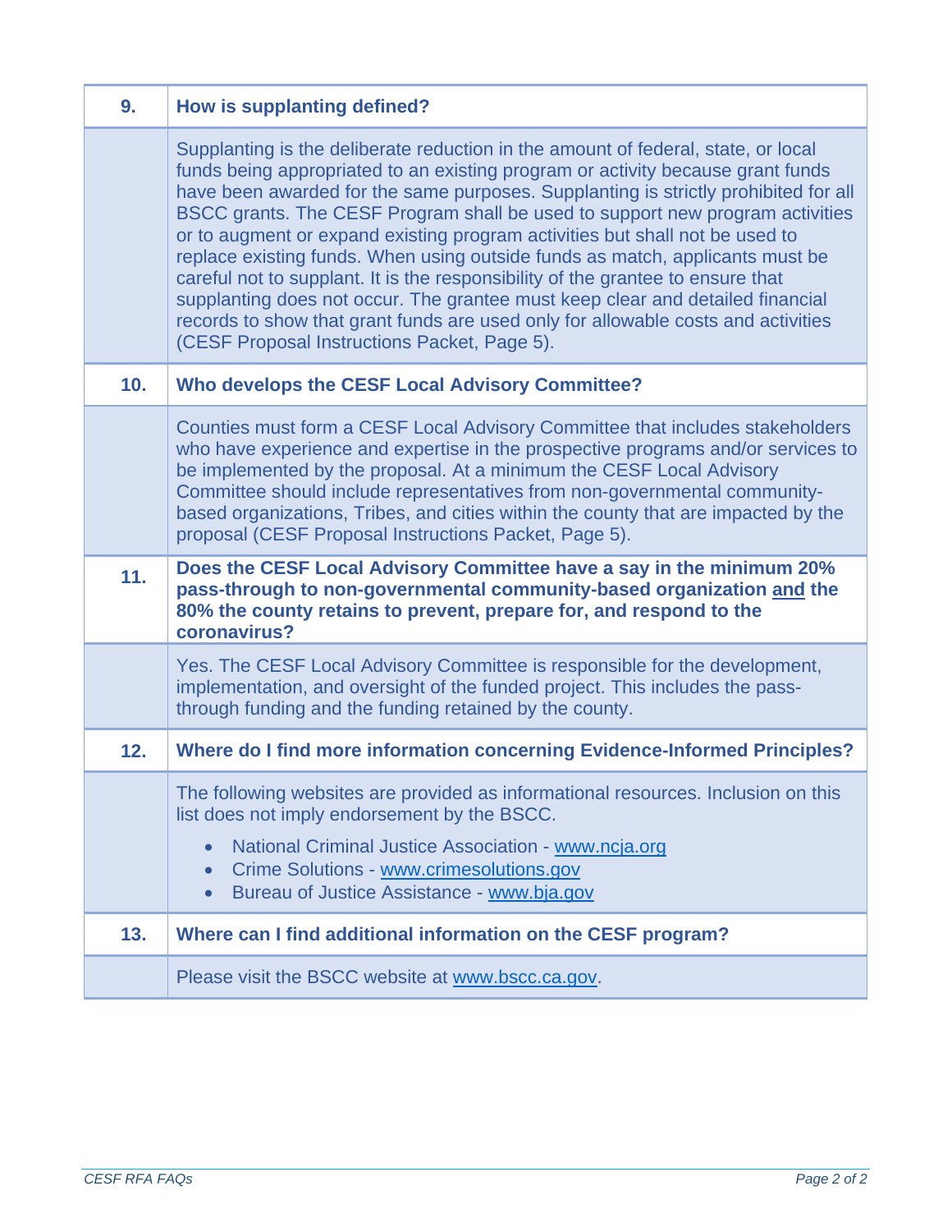| | |
|---|---|
| **9.** | **How is supplanting defined?** |
| | Supplanting is the deliberate reduction in the amount of federal, state, or local funds being appropriated to an existing program or activity because grant funds have been awarded for the same purposes. Supplanting is strictly prohibited for all BSCC grants. The CESF Program shall be used to support new program activities or to augment or expand existing program activities but shall not be used to replace existing funds. When using outside funds as match, applicants must be careful not to supplant. It is the responsibility of the grantee to ensure that supplanting does not occur. The grantee must keep clear and detailed financial records to show that grant funds are used only for allowable costs and activities (CESF Proposal Instructions Packet, Page 5). |
| **10.** | **Who develops the CESF Local Advisory Committee?** |
| | Counties must form a CESF Local Advisory Committee that includes stakeholders who have experience and expertise in the prospective programs and/or services to be implemented by the proposal. At a minimum the CESF Local Advisory Committee should include representatives from non-governmental community-based organizations, Tribes, and cities within the county that are impacted by the proposal (CESF Proposal Instructions Packet, Page 5). |
| **11.** | **Does the CESF Local Advisory Committee have a say in the minimum 20% pass-through to non-governmental community-based organization <u>and</u> the 80% the county retains to prevent, prepare for, and respond to the coronavirus?** |
| | Yes. The CESF Local Advisory Committee is responsible for the development, implementation, and oversight of the funded project. This includes the pass-through funding and the funding retained by the county. |
| **12.** | **Where do I find more information concerning Evidence-Informed Principles?** |
| | The following websites are provided as informational resources. Inclusion on this list does not imply endorsement by the BSCC.<br>• National Criminal Justice Association - www.ncja.org<br>• Crime Solutions - www.crimesolutions.gov<br>• Bureau of Justice Assistance - www.bja.gov |
| **13.** | **Where can I find additional information on the CESF program?** |
| | Please visit the BSCC website at www.bscc.ca.gov. |